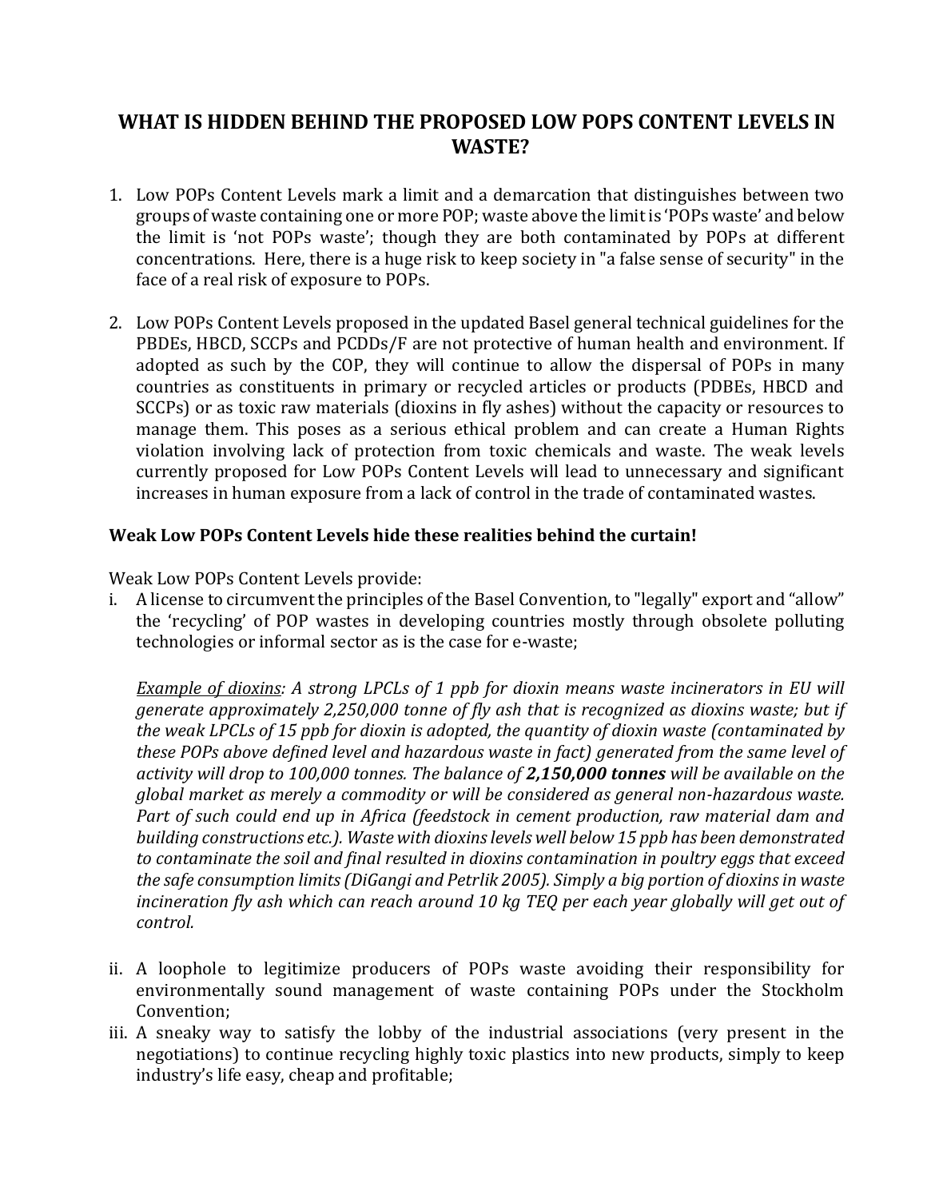# WHAT IS HIDDEN BEHIND THE PROPOSED LOW POPS CONTENT LEVELS IN WASTE?

1. Low POPs Content Levels mark a limit and a demarcation that distinguishes between two groups of waste containing one or more POP; waste above the limit is 'POPs waste' and below the limit is 'not POPs waste'; though they are both contaminated by POPs at different concentrations. Here, there is a huge risk to keep society in "a false sense of security" in the face of a real risk of exposure to POPs.

2. Low POPs Content Levels proposed in the updated Basel general technical guidelines for the PBDEs, HBCD, SCCPs and PCDDs/F are not protective of human health and environment. If adopted as such by the COP, they will continue to allow the dispersal of POPs in many countries as constituents in primary or recycled articles or products (PDBEs, HBCD and SCCPs) or as toxic raw materials (dioxins in fly ashes) without the capacity or resources to manage them. This poses as a serious ethical problem and can create a Human Rights violation involving lack of protection from toxic chemicals and waste. The weak levels currently proposed for Low POPs Content Levels will lead to unnecessary and significant increases in human exposure from a lack of control in the trade of contaminated wastes.

**Weak Low POPs Content Levels hide these realities behind the curtain!**

Weak Low POPs Content Levels provide:

i. A license to circumvent the principles of the Basel Convention, to "legally" export and "allow" the 'recycling' of POP wastes in developing countries mostly through obsolete polluting technologies or informal sector as is the case for e-waste;

   *<u>Example of dioxins</u>: A strong LPCLs of 1 ppb for dioxin means waste incinerators in EU will generate approximately 2,250,000 tonne of fly ash that is recognized as dioxins waste; but if the weak LPCLs of 15 ppb for dioxin is adopted, the quantity of dioxin waste (contaminated by these POPs above defined level and hazardous waste in fact) generated from the same level of activity will drop to 100,000 tonnes. The balance of **2,150,000 tonnes** will be available on the global market as merely a commodity or will be considered as general non-hazardous waste. Part of such could end up in Africa (feedstock in cement production, raw material dam and building constructions etc.). Waste with dioxins levels well below 15 ppb has been demonstrated to contaminate the soil and final resulted in dioxins contamination in poultry eggs that exceed the safe consumption limits (DiGangi and Petrlik 2005). Simply a big portion of dioxins in waste incineration fly ash which can reach around 10 kg TEQ per each year globally will get out of control.*

ii. A loophole to legitimize producers of POPs waste avoiding their responsibility for environmentally sound management of waste containing POPs under the Stockholm Convention;

iii. A sneaky way to satisfy the lobby of the industrial associations (very present in the negotiations) to continue recycling highly toxic plastics into new products, simply to keep industry's life easy, cheap and profitable;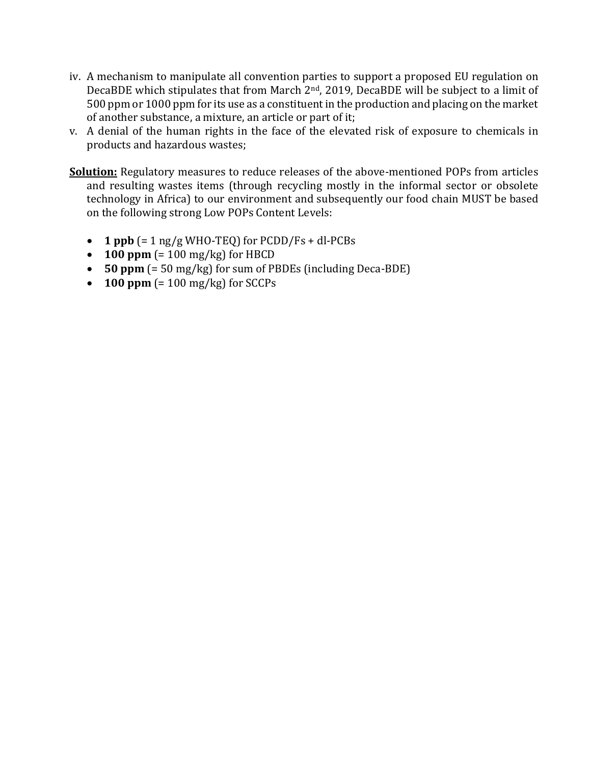iv. A mechanism to manipulate all convention parties to support a proposed EU regulation on DecaBDE which stipulates that from March 2nd, 2019, DecaBDE will be subject to a limit of 500 ppm or 1000 ppm for its use as a constituent in the production and placing on the market of another substance, a mixture, an article or part of it;

v. A denial of the human rights in the face of the elevated risk of exposure to chemicals in products and hazardous wastes;

**Solution:** Regulatory measures to reduce releases of the above-mentioned POPs from articles and resulting wastes items (through recycling mostly in the informal sector or obsolete technology in Africa) to our environment and subsequently our food chain MUST be based on the following strong Low POPs Content Levels:

- **1 ppb** (= 1 ng/g WHO-TEQ) for PCDD/Fs + dl-PCBs
- **100 ppm** (= 100 mg/kg) for HBCD
- **50 ppm** (= 50 mg/kg) for sum of PBDEs (including Deca-BDE)
- **100 ppm** (= 100 mg/kg) for SCCPs